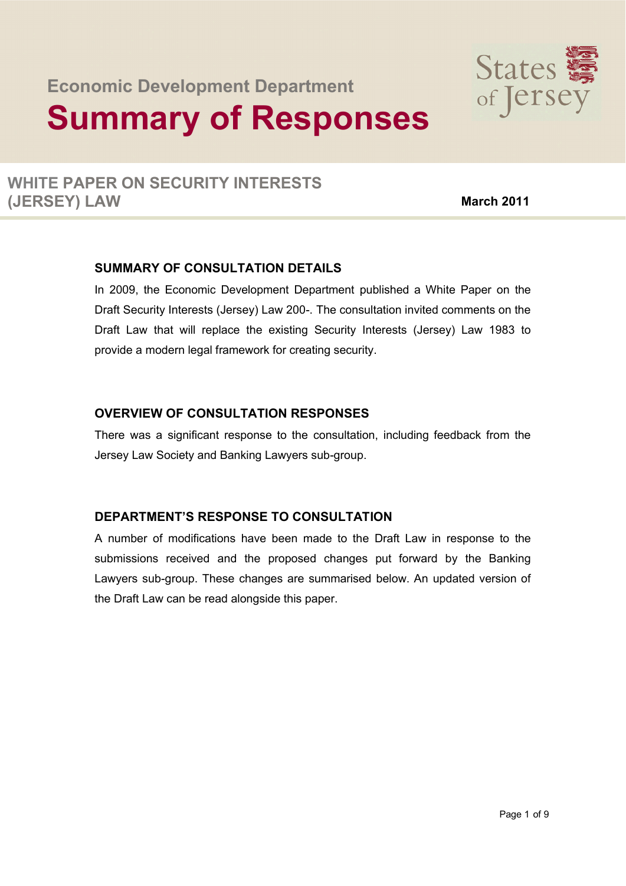Economic Development Department

# Summary of Responses

States of Jersey

## WHITE PAPER ON SECURITY INTERESTS (JERSEY) LAW

**March 2011**

### SUMMARY OF CONSULTATION DETAILS

In 2009, the Economic Development Department published a White Paper on the Draft Security Interests (Jersey) Law 200-. The consultation invited comments on the Draft Law that will replace the existing Security Interests (Jersey) Law 1983 to provide a modern legal framework for creating security.

### OVERVIEW OF CONSULTATION RESPONSES

There was a significant response to the consultation, including feedback from the Jersey Law Society and Banking Lawyers sub-group.

### DEPARTMENT'S RESPONSE TO CONSULTATION

A number of modifications have been made to the Draft Law in response to the submissions received and the proposed changes put forward by the Banking Lawyers sub-group. These changes are summarised below. An updated version of the Draft Law can be read alongside this paper.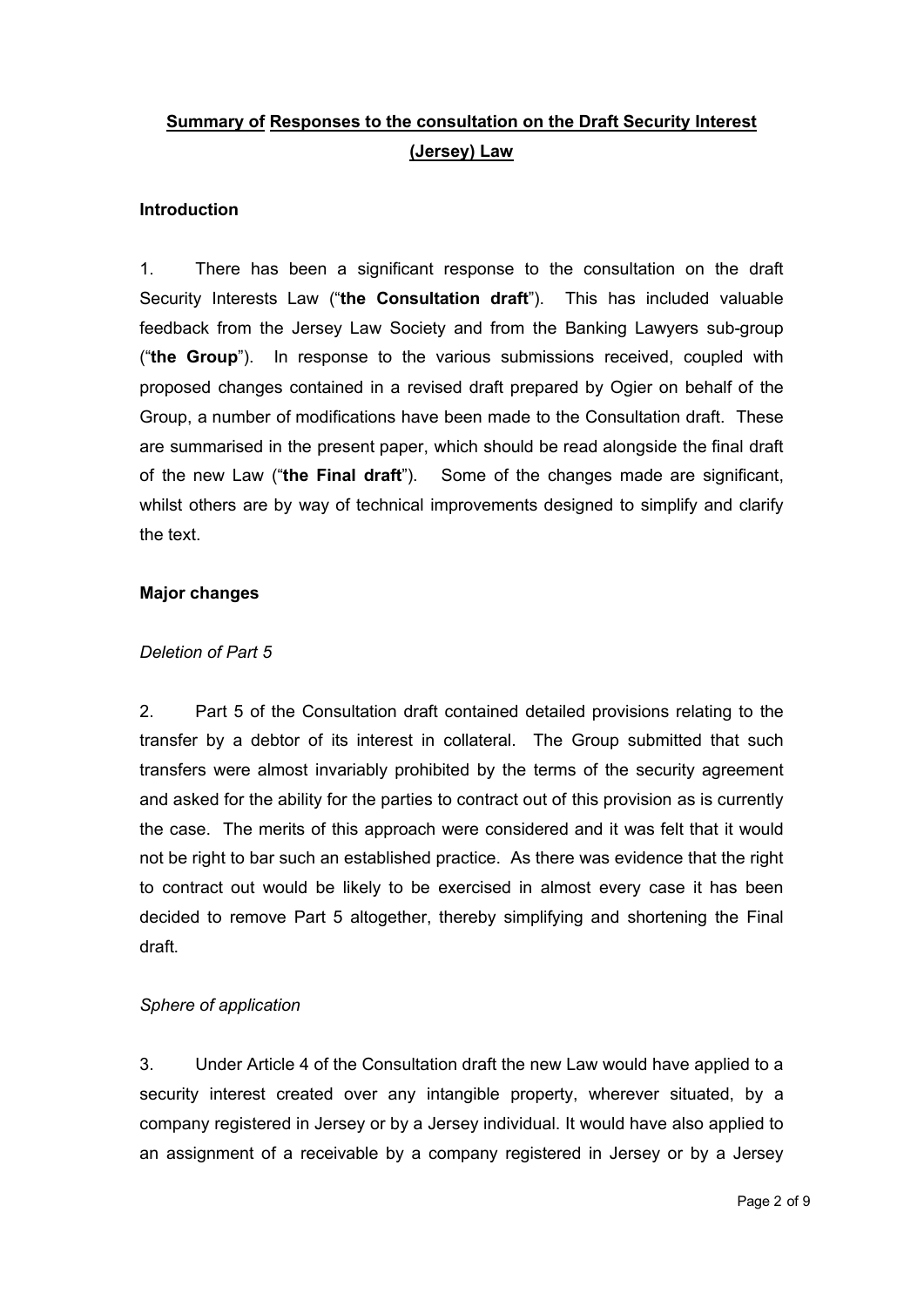# **Summary of Responses to the consultation on the Draft Security Interest (Jersey) Law**

**Introduction**

1. There has been a significant response to the consultation on the draft Security Interests Law ("**the Consultation draft**"). This has included valuable feedback from the Jersey Law Society and from the Banking Lawyers sub-group ("**the Group**"). In response to the various submissions received, coupled with proposed changes contained in a revised draft prepared by Ogier on behalf of the Group, a number of modifications have been made to the Consultation draft. These are summarised in the present paper, which should be read alongside the final draft of the new Law ("**the Final draft**"). Some of the changes made are significant, whilst others are by way of technical improvements designed to simplify and clarify the text.

**Major changes**

*Deletion of Part 5*

2. Part 5 of the Consultation draft contained detailed provisions relating to the transfer by a debtor of its interest in collateral. The Group submitted that such transfers were almost invariably prohibited by the terms of the security agreement and asked for the ability for the parties to contract out of this provision as is currently the case. The merits of this approach were considered and it was felt that it would not be right to bar such an established practice. As there was evidence that the right to contract out would be likely to be exercised in almost every case it has been decided to remove Part 5 altogether, thereby simplifying and shortening the Final draft.

*Sphere of application*

3. Under Article 4 of the Consultation draft the new Law would have applied to a security interest created over any intangible property, wherever situated, by a company registered in Jersey or by a Jersey individual. It would have also applied to an assignment of a receivable by a company registered in Jersey or by a Jersey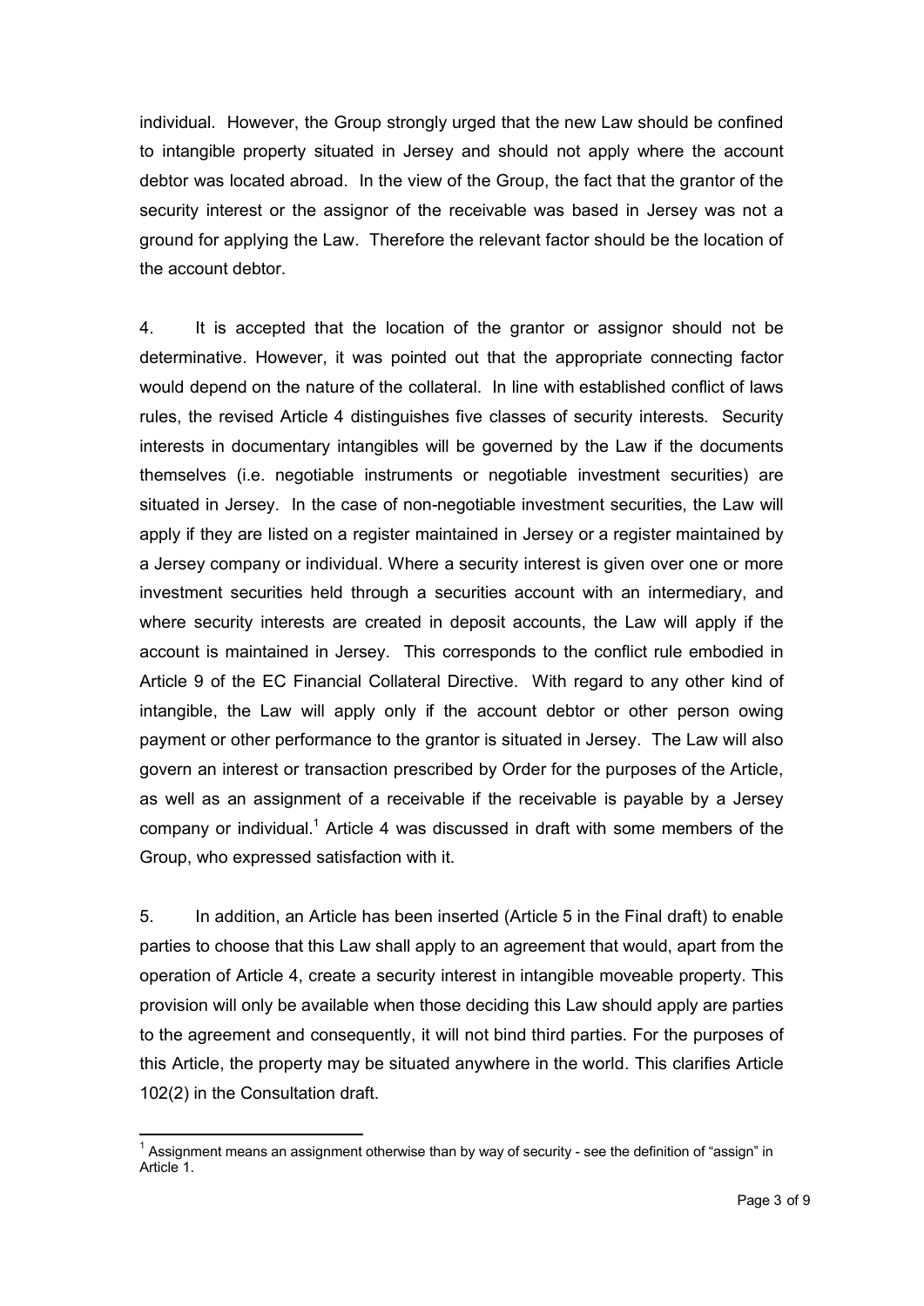individual. However, the Group strongly urged that the new Law should be confined to intangible property situated in Jersey and should not apply where the account debtor was located abroad. In the view of the Group, the fact that the grantor of the security interest or the assignor of the receivable was based in Jersey was not a ground for applying the Law. Therefore the relevant factor should be the location of the account debtor.

4. It is accepted that the location of the grantor or assignor should not be determinative. However, it was pointed out that the appropriate connecting factor would depend on the nature of the collateral. In line with established conflict of laws rules, the revised Article 4 distinguishes five classes of security interests. Security interests in documentary intangibles will be governed by the Law if the documents themselves (i.e. negotiable instruments or negotiable investment securities) are situated in Jersey. In the case of non-negotiable investment securities, the Law will apply if they are listed on a register maintained in Jersey or a register maintained by a Jersey company or individual. Where a security interest is given over one or more investment securities held through a securities account with an intermediary, and where security interests are created in deposit accounts, the Law will apply if the account is maintained in Jersey. This corresponds to the conflict rule embodied in Article 9 of the EC Financial Collateral Directive. With regard to any other kind of intangible, the Law will apply only if the account debtor or other person owing payment or other performance to the grantor is situated in Jersey. The Law will also govern an interest or transaction prescribed by Order for the purposes of the Article, as well as an assignment of a receivable if the receivable is payable by a Jersey company or individual.[1] Article 4 was discussed in draft with some members of the Group, who expressed satisfaction with it.

5. In addition, an Article has been inserted (Article 5 in the Final draft) to enable parties to choose that this Law shall apply to an agreement that would, apart from the operation of Article 4, create a security interest in intangible moveable property. This provision will only be available when those deciding this Law should apply are parties to the agreement and consequently, it will not bind third parties. For the purposes of this Article, the property may be situated anywhere in the world. This clarifies Article 102(2) in the Consultation draft.

---

[1] Assignment means an assignment otherwise than by way of security - see the definition of "assign" in Article 1.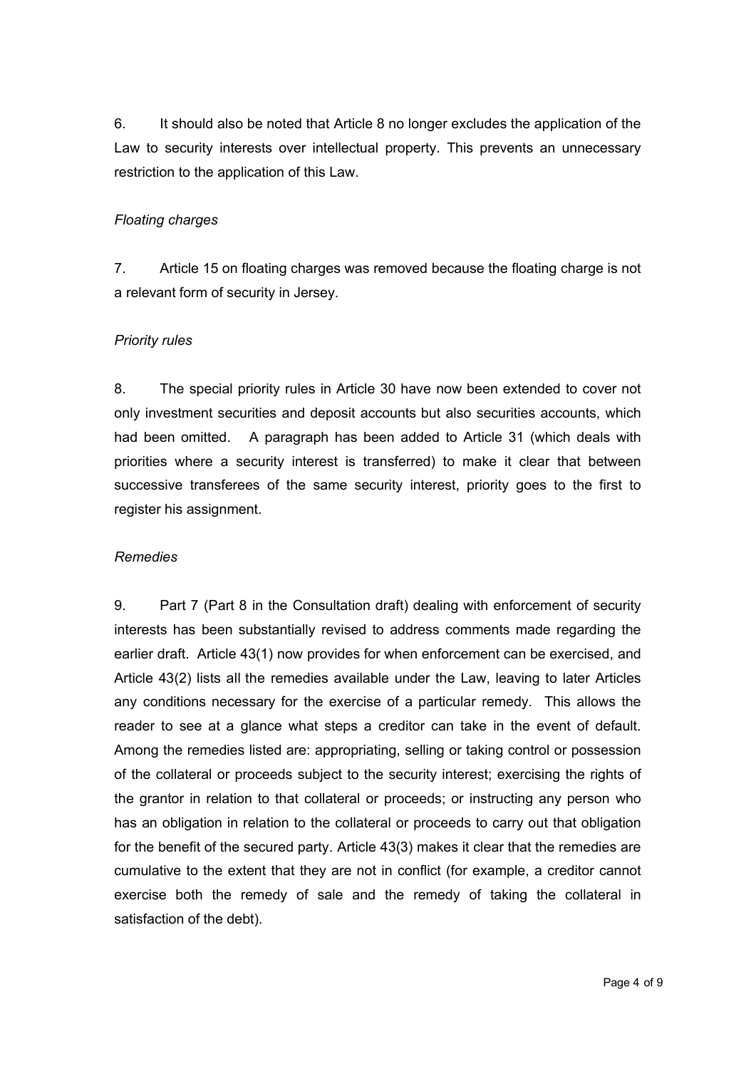6. It should also be noted that Article 8 no longer excludes the application of the Law to security interests over intellectual property. This prevents an unnecessary restriction to the application of this Law.

*Floating charges*

7. Article 15 on floating charges was removed because the floating charge is not a relevant form of security in Jersey.

*Priority rules*

8. The special priority rules in Article 30 have now been extended to cover not only investment securities and deposit accounts but also securities accounts, which had been omitted. A paragraph has been added to Article 31 (which deals with priorities where a security interest is transferred) to make it clear that between successive transferees of the same security interest, priority goes to the first to register his assignment.

*Remedies*

9. Part 7 (Part 8 in the Consultation draft) dealing with enforcement of security interests has been substantially revised to address comments made regarding the earlier draft. Article 43(1) now provides for when enforcement can be exercised, and Article 43(2) lists all the remedies available under the Law, leaving to later Articles any conditions necessary for the exercise of a particular remedy. This allows the reader to see at a glance what steps a creditor can take in the event of default. Among the remedies listed are: appropriating, selling or taking control or possession of the collateral or proceeds subject to the security interest; exercising the rights of the grantor in relation to that collateral or proceeds; or instructing any person who has an obligation in relation to the collateral or proceeds to carry out that obligation for the benefit of the secured party. Article 43(3) makes it clear that the remedies are cumulative to the extent that they are not in conflict (for example, a creditor cannot exercise both the remedy of sale and the remedy of taking the collateral in satisfaction of the debt).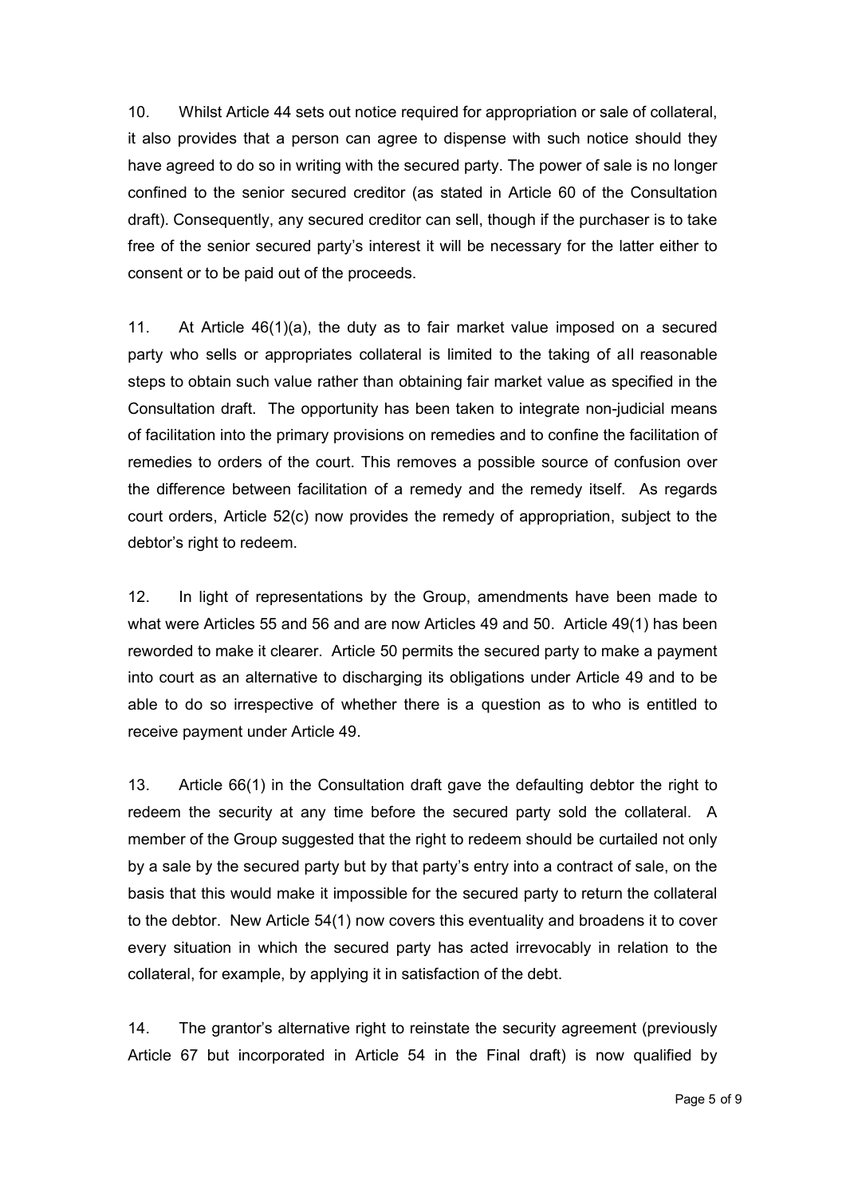10. Whilst Article 44 sets out notice required for appropriation or sale of collateral, it also provides that a person can agree to dispense with such notice should they have agreed to do so in writing with the secured party. The power of sale is no longer confined to the senior secured creditor (as stated in Article 60 of the Consultation draft). Consequently, any secured creditor can sell, though if the purchaser is to take free of the senior secured party's interest it will be necessary for the latter either to consent or to be paid out of the proceeds.

11. At Article 46(1)(a), the duty as to fair market value imposed on a secured party who sells or appropriates collateral is limited to the taking of all reasonable steps to obtain such value rather than obtaining fair market value as specified in the Consultation draft. The opportunity has been taken to integrate non-judicial means of facilitation into the primary provisions on remedies and to confine the facilitation of remedies to orders of the court. This removes a possible source of confusion over the difference between facilitation of a remedy and the remedy itself. As regards court orders, Article 52(c) now provides the remedy of appropriation, subject to the debtor's right to redeem.

12. In light of representations by the Group, amendments have been made to what were Articles 55 and 56 and are now Articles 49 and 50. Article 49(1) has been reworded to make it clearer. Article 50 permits the secured party to make a payment into court as an alternative to discharging its obligations under Article 49 and to be able to do so irrespective of whether there is a question as to who is entitled to receive payment under Article 49.

13. Article 66(1) in the Consultation draft gave the defaulting debtor the right to redeem the security at any time before the secured party sold the collateral. A member of the Group suggested that the right to redeem should be curtailed not only by a sale by the secured party but by that party's entry into a contract of sale, on the basis that this would make it impossible for the secured party to return the collateral to the debtor. New Article 54(1) now covers this eventuality and broadens it to cover every situation in which the secured party has acted irrevocably in relation to the collateral, for example, by applying it in satisfaction of the debt.

14. The grantor's alternative right to reinstate the security agreement (previously Article 67 but incorporated in Article 54 in the Final draft) is now qualified by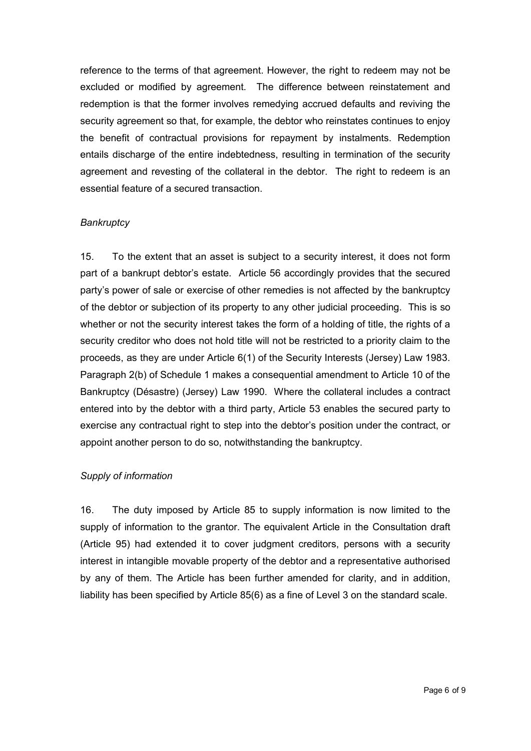reference to the terms of that agreement. However, the right to redeem may not be excluded or modified by agreement. The difference between reinstatement and redemption is that the former involves remedying accrued defaults and reviving the security agreement so that, for example, the debtor who reinstates continues to enjoy the benefit of contractual provisions for repayment by instalments. Redemption entails discharge of the entire indebtedness, resulting in termination of the security agreement and revesting of the collateral in the debtor. The right to redeem is an essential feature of a secured transaction.

*Bankruptcy*

15. To the extent that an asset is subject to a security interest, it does not form part of a bankrupt debtor's estate. Article 56 accordingly provides that the secured party's power of sale or exercise of other remedies is not affected by the bankruptcy of the debtor or subjection of its property to any other judicial proceeding. This is so whether or not the security interest takes the form of a holding of title, the rights of a security creditor who does not hold title will not be restricted to a priority claim to the proceeds, as they are under Article 6(1) of the Security Interests (Jersey) Law 1983. Paragraph 2(b) of Schedule 1 makes a consequential amendment to Article 10 of the Bankruptcy (Désastre) (Jersey) Law 1990. Where the collateral includes a contract entered into by the debtor with a third party, Article 53 enables the secured party to exercise any contractual right to step into the debtor's position under the contract, or appoint another person to do so, notwithstanding the bankruptcy.

*Supply of information*

16. The duty imposed by Article 85 to supply information is now limited to the supply of information to the grantor. The equivalent Article in the Consultation draft (Article 95) had extended it to cover judgment creditors, persons with a security interest in intangible movable property of the debtor and a representative authorised by any of them. The Article has been further amended for clarity, and in addition, liability has been specified by Article 85(6) as a fine of Level 3 on the standard scale.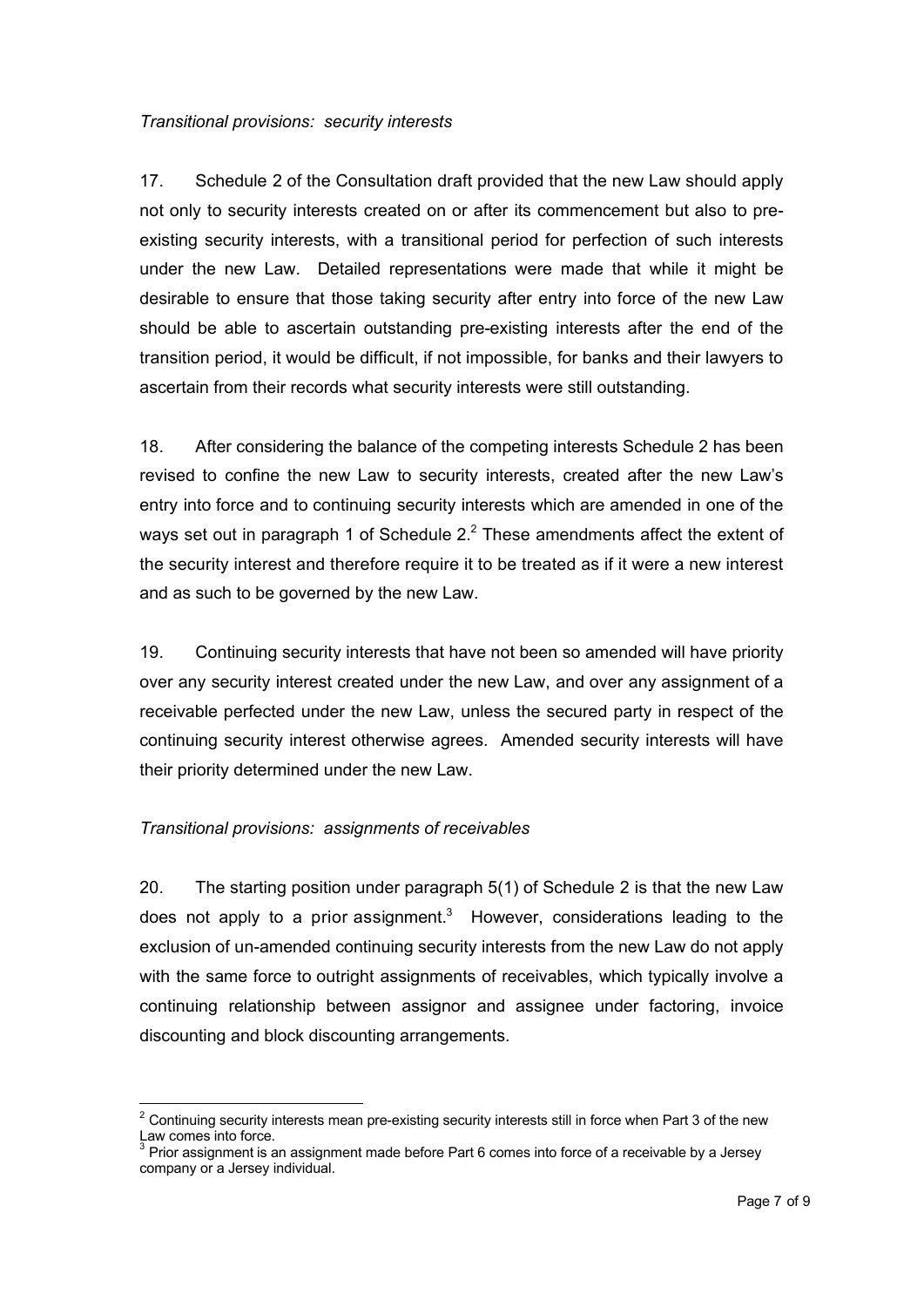*Transitional provisions: security interests*

17. Schedule 2 of the Consultation draft provided that the new Law should apply not only to security interests created on or after its commencement but also to pre-existing security interests, with a transitional period for perfection of such interests under the new Law. Detailed representations were made that while it might be desirable to ensure that those taking security after entry into force of the new Law should be able to ascertain outstanding pre-existing interests after the end of the transition period, it would be difficult, if not impossible, for banks and their lawyers to ascertain from their records what security interests were still outstanding.

18. After considering the balance of the competing interests Schedule 2 has been revised to confine the new Law to security interests, created after the new Law's entry into force and to continuing security interests which are amended in one of the ways set out in paragraph 1 of Schedule 2.[2] These amendments affect the extent of the security interest and therefore require it to be treated as if it were a new interest and as such to be governed by the new Law.

19. Continuing security interests that have not been so amended will have priority over any security interest created under the new Law, and over any assignment of a receivable perfected under the new Law, unless the secured party in respect of the continuing security interest otherwise agrees. Amended security interests will have their priority determined under the new Law.

*Transitional provisions: assignments of receivables*

20. The starting position under paragraph 5(1) of Schedule 2 is that the new Law does not apply to a prior assignment.[3] However, considerations leading to the exclusion of un-amended continuing security interests from the new Law do not apply with the same force to outright assignments of receivables, which typically involve a continuing relationship between assignor and assignee under factoring, invoice discounting and block discounting arrangements.

[2] Continuing security interests mean pre-existing security interests still in force when Part 3 of the new Law comes into force.

[3] Prior assignment is an assignment made before Part 6 comes into force of a receivable by a Jersey company or a Jersey individual.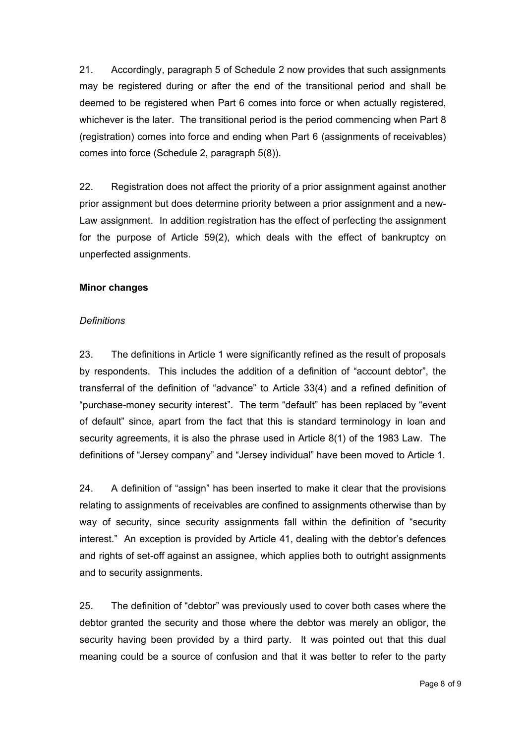21. Accordingly, paragraph 5 of Schedule 2 now provides that such assignments may be registered during or after the end of the transitional period and shall be deemed to be registered when Part 6 comes into force or when actually registered, whichever is the later. The transitional period is the period commencing when Part 8 (registration) comes into force and ending when Part 6 (assignments of receivables) comes into force (Schedule 2, paragraph 5(8)).

22. Registration does not affect the priority of a prior assignment against another prior assignment but does determine priority between a prior assignment and a new-Law assignment. In addition registration has the effect of perfecting the assignment for the purpose of Article 59(2), which deals with the effect of bankruptcy on unperfected assignments.

**Minor changes**

*Definitions*

23. The definitions in Article 1 were significantly refined as the result of proposals by respondents. This includes the addition of a definition of "account debtor", the transferral of the definition of "advance" to Article 33(4) and a refined definition of "purchase-money security interest". The term "default" has been replaced by "event of default" since, apart from the fact that this is standard terminology in loan and security agreements, it is also the phrase used in Article 8(1) of the 1983 Law. The definitions of "Jersey company" and "Jersey individual" have been moved to Article 1.

24. A definition of "assign" has been inserted to make it clear that the provisions relating to assignments of receivables are confined to assignments otherwise than by way of security, since security assignments fall within the definition of "security interest." An exception is provided by Article 41, dealing with the debtor's defences and rights of set-off against an assignee, which applies both to outright assignments and to security assignments.

25. The definition of "debtor" was previously used to cover both cases where the debtor granted the security and those where the debtor was merely an obligor, the security having been provided by a third party. It was pointed out that this dual meaning could be a source of confusion and that it was better to refer to the party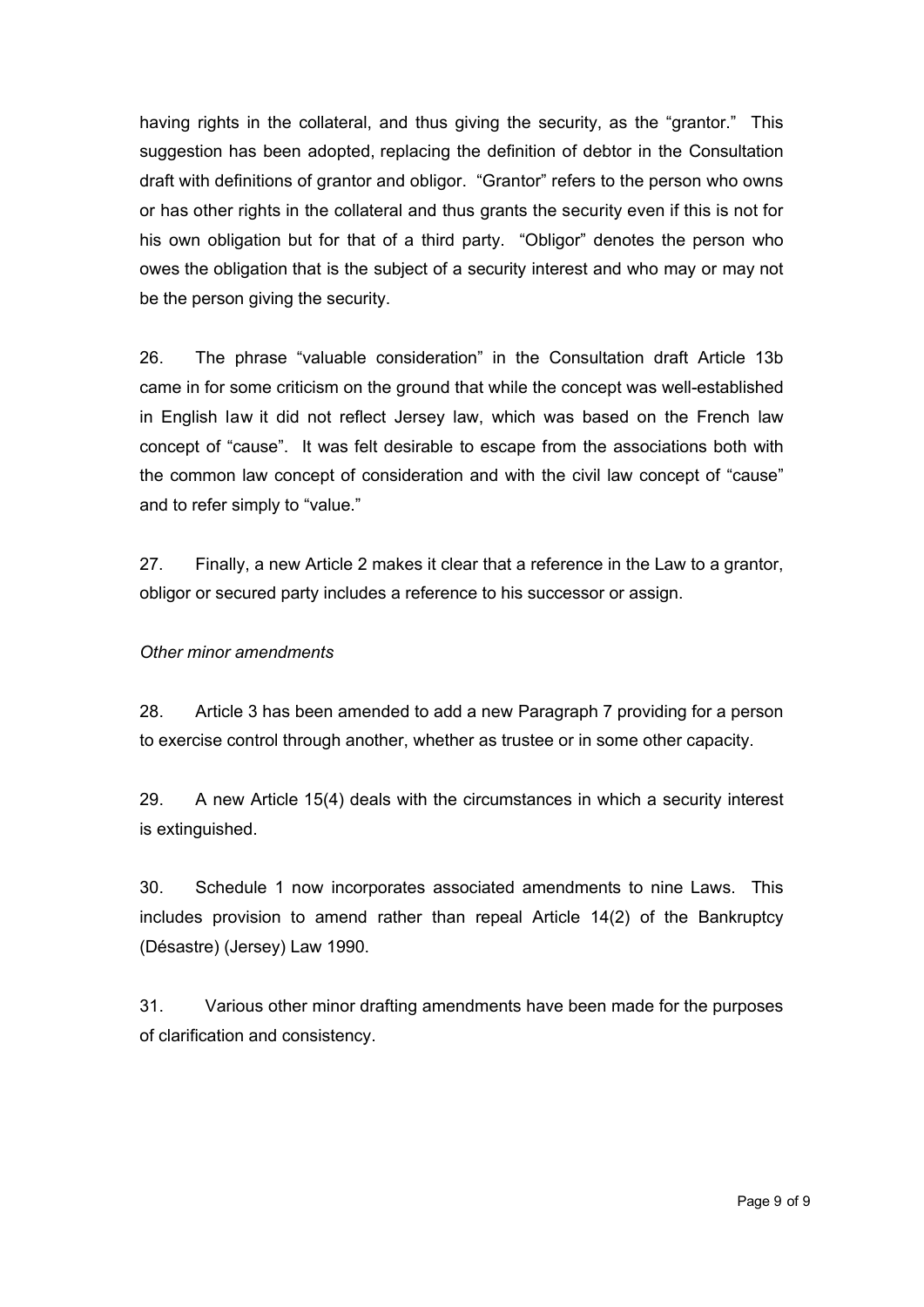having rights in the collateral, and thus giving the security, as the "grantor." This suggestion has been adopted, replacing the definition of debtor in the Consultation draft with definitions of grantor and obligor. "Grantor" refers to the person who owns or has other rights in the collateral and thus grants the security even if this is not for his own obligation but for that of a third party. "Obligor" denotes the person who owes the obligation that is the subject of a security interest and who may or may not be the person giving the security.

26. The phrase "valuable consideration" in the Consultation draft Article 13b came in for some criticism on the ground that while the concept was well-established in English law it did not reflect Jersey law, which was based on the French law concept of "cause". It was felt desirable to escape from the associations both with the common law concept of consideration and with the civil law concept of "cause" and to refer simply to "value."

27. Finally, a new Article 2 makes it clear that a reference in the Law to a grantor, obligor or secured party includes a reference to his successor or assign.

*Other minor amendments*

28. Article 3 has been amended to add a new Paragraph 7 providing for a person to exercise control through another, whether as trustee or in some other capacity.

29. A new Article 15(4) deals with the circumstances in which a security interest is extinguished.

30. Schedule 1 now incorporates associated amendments to nine Laws. This includes provision to amend rather than repeal Article 14(2) of the Bankruptcy (Désastre) (Jersey) Law 1990.

31. Various other minor drafting amendments have been made for the purposes of clarification and consistency.